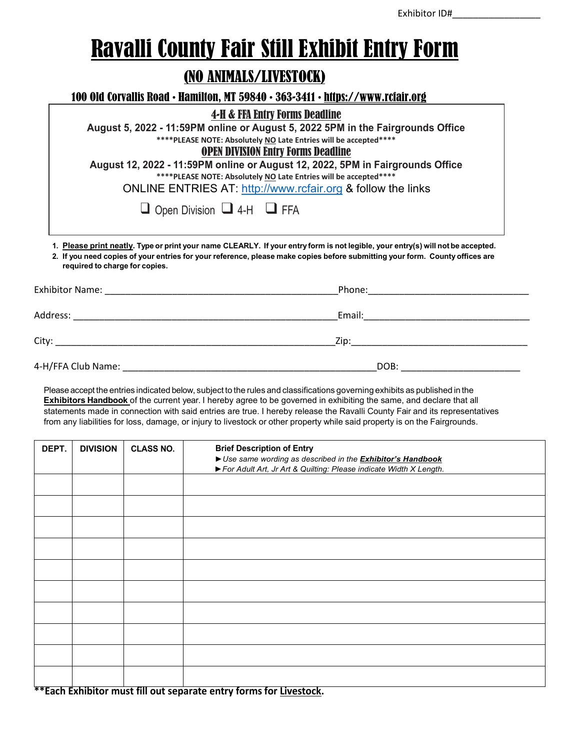Exhibitor ID#________________

# Ravalli County Fair Still Exhibit Entry Form

## (NO ANIMALS/LIVESTOCK)

### 100 Old Corvallis Road • Hamilton, MT 59840 • 363-3411 • https://www.rcfair.org

**4-H & FFA Entry Forms Deadline**

**August 5, 2022 - 11:59PM online or August 5, 2022 5PM in the Fairgrounds Office**

**\*\*\*\*PLEASE NOTE: Absolutely NO Late Entries will be accepted\*\*\*\***

**OPEN DIVISION Entry Forms Deadline**

**August 12, 2022 - 11:59PM online or August 12, 2022, 5PM in Fairgrounds Office**

**\*\*\*\*PLEASE NOTE: Absolutely NO Late Entries will be accepted\*\*\*\***

ONLINE ENTRIES AT: http://www.rcfair.org & follow the links

☐ Open Division ☐ 4-H ☐ FFA

1. **Please print neatly. Type or print your name CLEARLY. If your entry form is not legible, your entry(s) will not be accepted.**
2. **If you need copies of your entries for your reference, please make copies before submitting your form. County offices are required to charge for copies.**

Exhibitor Name: ______________________________________________ Phone: ______________________________

Address: ___________________________________________________ Email: ______________________________

City: _______________________________________________________ Zip: ________________________________

4-H/FFA Club Name: __________________________________________ DOB: _______________________

Please accept the entries indicated below, subject to the rules and classifications governing exhibits as published in the **Exhibitors Handbook** of the current year. I hereby agree to be governed in exhibiting the same, and declare that all statements made in connection with said entries are true. I hereby release the Ravalli County Fair and its representatives from any liabilities for loss, damage, or injury to livestock or other property while said property is on the Fairgrounds.

| DEPT. | DIVISION | CLASS NO. | Brief Description of Entry<br>► *Use same wording as described in the* ***Exhibitor's Handbook***<br>► *For Adult Art, Jr Art & Quilting: Please indicate Width X Length.* |
|---|---|---|---|
| | | | |
| | | | |
| | | | |
| | | | |
| | | | |
| | | | |
| | | | |
| | | | |
| | | | |
| | | | |

**\*\*Each Exhibitor must fill out separate entry forms for Livestock.**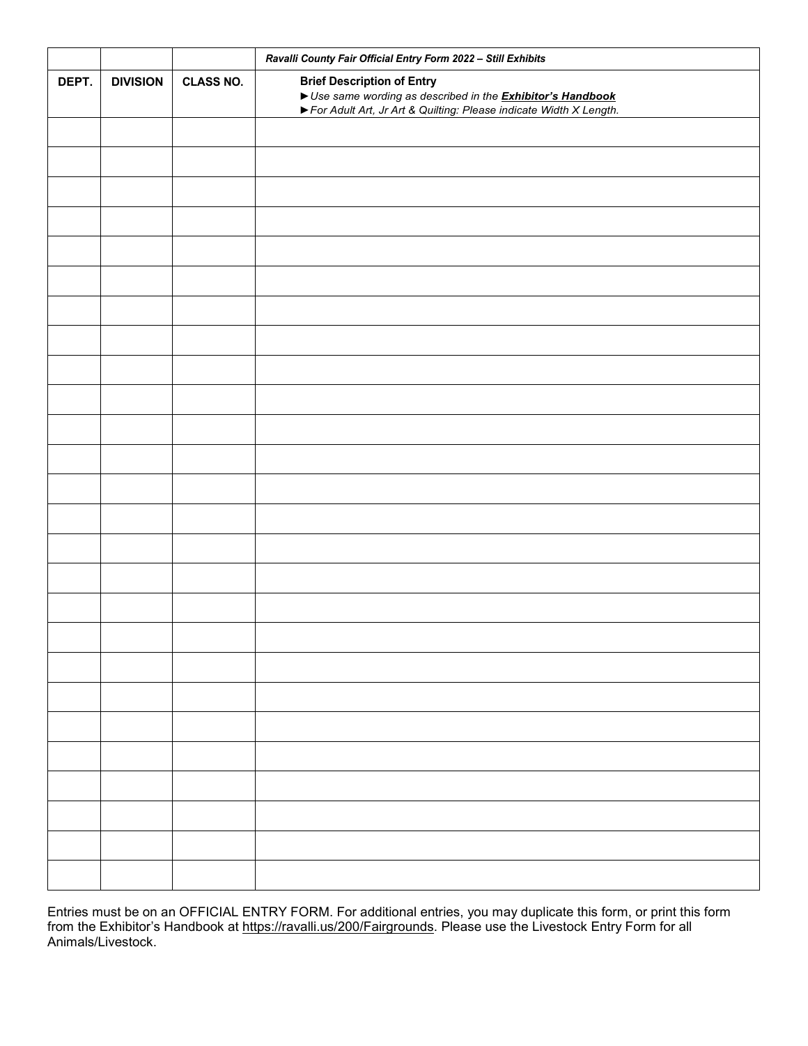| | | | *Ravalli County Fair Official Entry Form 2022 – Still Exhibits* |
|---|---|---|---|
| **DEPT.** | **DIVISION** | **CLASS NO.** | **Brief Description of Entry**<br>►*Use same wording as described in the* ***Exhibitor's Handbook***<br>►*For Adult Art, Jr Art & Quilting: Please indicate Width X Length.* |
| | | | |
| | | | |
| | | | |
| | | | |
| | | | |
| | | | |
| | | | |
| | | | |
| | | | |
| | | | |
| | | | |
| | | | |
| | | | |
| | | | |
| | | | |
| | | | |
| | | | |
| | | | |
| | | | |
| | | | |
| | | | |
| | | | |
| | | | |
| | | | |
| | | | |

Entries must be on an OFFICIAL ENTRY FORM. For additional entries, you may duplicate this form, or print this form from the Exhibitor's Handbook at https://ravalli.us/200/Fairgrounds. Please use the Livestock Entry Form for all Animals/Livestock.